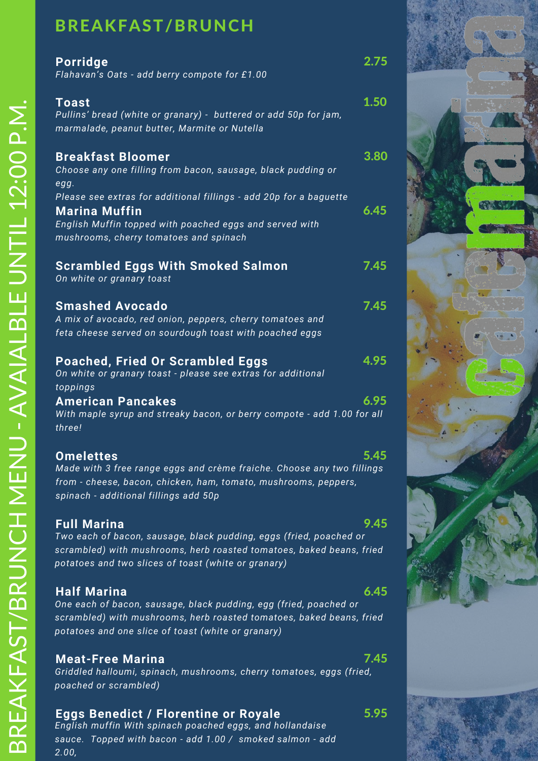BREAKFAST/BRUNCH MENU - AVAIALBLE UNTIL 12:00 P.M.

# BREAKFAST/BRUNCH

**Porridge** 2.75
*Flahavan's Oats - add berry compote for £1.00*

**Toast** 1.50
*Pullins' bread (white or granary) - buttered or add 50p for jam, marmalade, peanut butter, Marmite or Nutella*

**Breakfast Bloomer** 3.80
*Choose any one filling from bacon, sausage, black pudding or egg.*
*Please see extras for additional fillings - add 20p for a baguette*

**Marina Muffin** 6.45
*English Muffin topped with poached eggs and served with mushrooms, cherry tomatoes and spinach*

**Scrambled Eggs With Smoked Salmon** 7.45
*On white or granary toast*

**Smashed Avocado** 7.45
*A mix of avocado, red onion, peppers, cherry tomatoes and feta cheese served on sourdough toast with poached eggs*

**Poached, Fried Or Scrambled Eggs** 4.95
*On white or granary toast - please see extras for additional toppings*

**American Pancakes** 6.95
*With maple syrup and streaky bacon, or berry compote - add 1.00 for all three!*

**Omelettes** 5.45
*Made with 3 free range eggs and crème fraiche. Choose any two fillings from - cheese, bacon, chicken, ham, tomato, mushrooms, peppers, spinach - additional fillings add 50p*

**Full Marina** 9.45
*Two each of bacon, sausage, black pudding, eggs (fried, poached or scrambled) with mushrooms, herb roasted tomatoes, baked beans, fried potatoes and two slices of toast (white or granary)*

**Half Marina** 6.45
*One each of bacon, sausage, black pudding, egg (fried, poached or scrambled) with mushrooms, herb roasted tomatoes, baked beans, fried potatoes and one slice of toast (white or granary)*

**Meat-Free Marina** 7.45
*Griddled halloumi, spinach, mushrooms, cherry tomatoes, eggs (fried, poached or scrambled)*

**Eggs Benedict / Florentine or Royale** 5.95
*English muffin With spinach poached eggs, and hollandaise sauce. Topped with bacon - add 1.00 / smoked salmon - add 2.00,*

cafemarina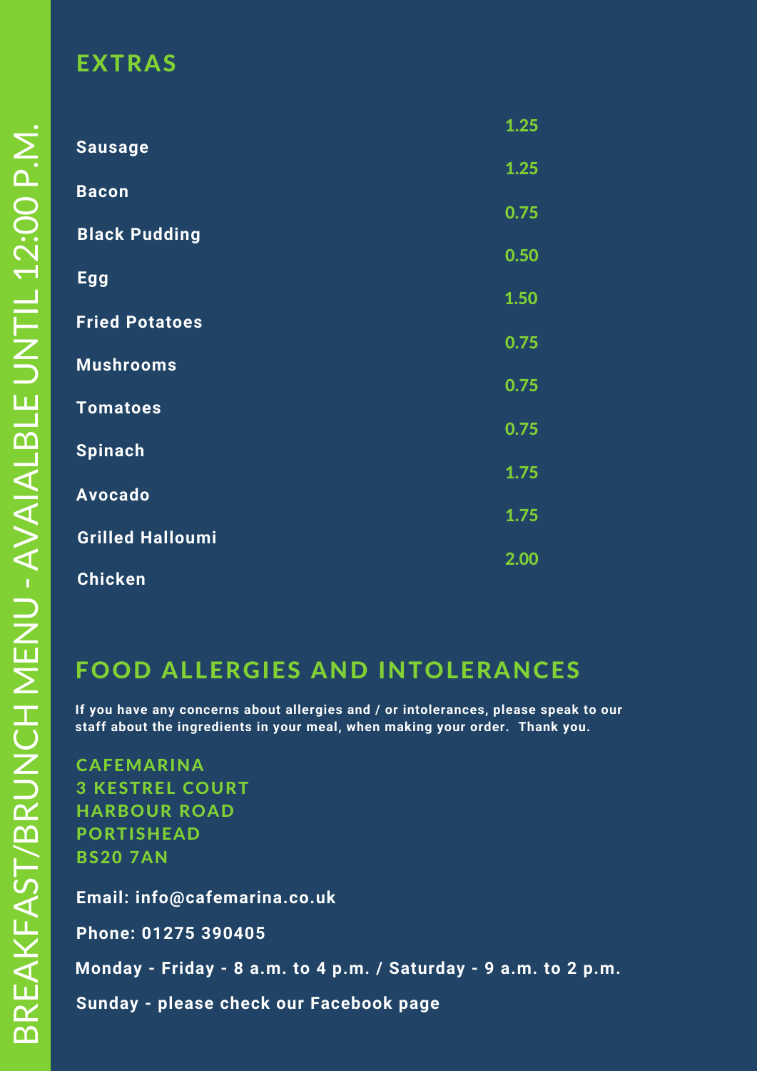## EXTRAS

| | |
|---|---|
| **Sausage** | 1.25 |
| **Bacon** | 1.25 |
| **Black Pudding** | 0.75 |
| **Egg** | 0.50 |
| **Fried Potatoes** | 1.50 |
| **Mushrooms** | 0.75 |
| **Tomatoes** | 0.75 |
| **Spinach** | 0.75 |
| **Avocado** | 1.75 |
| **Grilled Halloumi** | 1.75 |
| **Chicken** | 2.00 |

## FOOD ALLERGIES AND INTOLERANCES

**If you have any concerns about allergies and / or intolerances, please speak to our staff about the ingredients in your meal, when making your order. Thank you.**

**CAFEMARINA**
**3 KESTREL COURT**
**HARBOUR ROAD**
**PORTISHEAD**
**BS20 7AN**

**Email: info@cafemarina.co.uk**

**Phone: 01275 390405**

**Monday - Friday - 8 a.m. to 4 p.m. / Saturday - 9 a.m. to 2 p.m.**

**Sunday - please check our Facebook page**